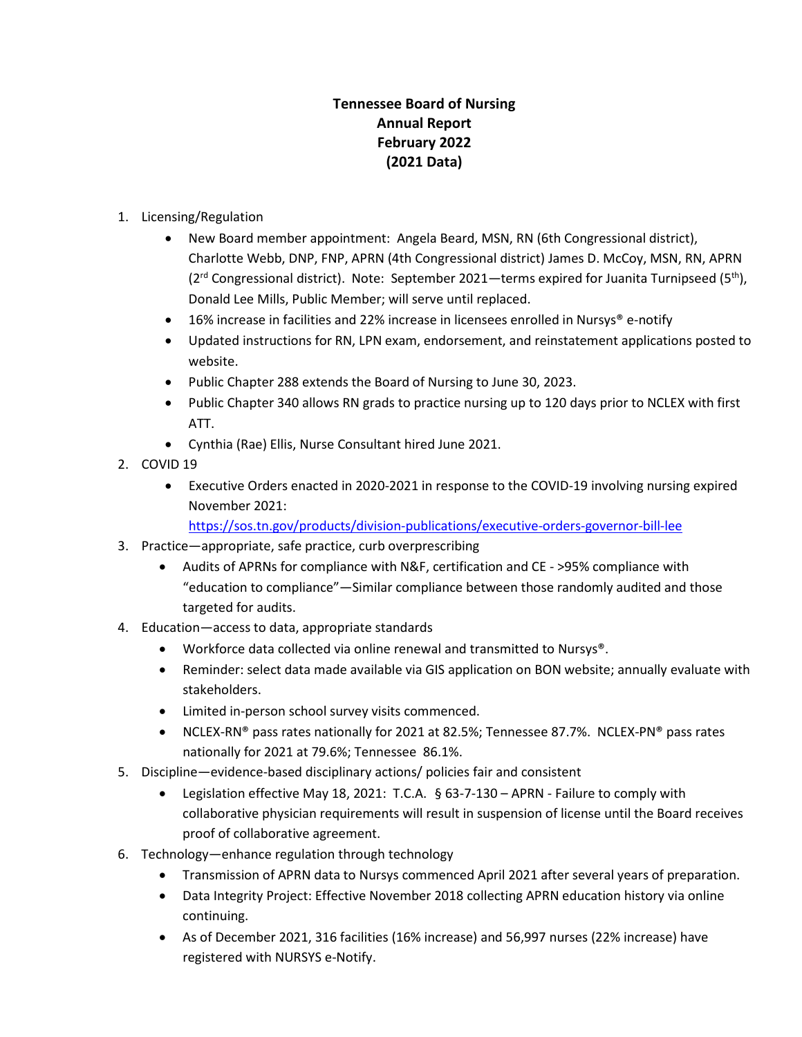**Tennessee Board of Nursing**
**Annual Report**
**February 2022**
**(2021 Data)**

1. Licensing/Regulation
    - New Board member appointment: Angela Beard, MSN, RN (6th Congressional district), Charlotte Webb, DNP, FNP, APRN (4th Congressional district) James D. McCoy, MSN, RN, APRN (2nd Congressional district). Note: September 2021—terms expired for Juanita Turnipseed (5th), Donald Lee Mills, Public Member; will serve until replaced.
    - 16% increase in facilities and 22% increase in licensees enrolled in Nursys® e-notify
    - Updated instructions for RN, LPN exam, endorsement, and reinstatement applications posted to website.
    - Public Chapter 288 extends the Board of Nursing to June 30, 2023.
    - Public Chapter 340 allows RN grads to practice nursing up to 120 days prior to NCLEX with first ATT.
    - Cynthia (Rae) Ellis, Nurse Consultant hired June 2021.
2. COVID 19
    - Executive Orders enacted in 2020-2021 in response to the COVID-19 involving nursing expired November 2021: https://sos.tn.gov/products/division-publications/executive-orders-governor-bill-lee
3. Practice—appropriate, safe practice, curb overprescribing
    - Audits of APRNs for compliance with N&F, certification and CE - >95% compliance with "education to compliance"—Similar compliance between those randomly audited and those targeted for audits.
4. Education—access to data, appropriate standards
    - Workforce data collected via online renewal and transmitted to Nursys®.
    - Reminder: select data made available via GIS application on BON website; annually evaluate with stakeholders.
    - Limited in-person school survey visits commenced.
    - NCLEX-RN® pass rates nationally for 2021 at 82.5%; Tennessee 87.7%. NCLEX-PN® pass rates nationally for 2021 at 79.6%; Tennessee 86.1%.
5. Discipline—evidence-based disciplinary actions/ policies fair and consistent
    - Legislation effective May 18, 2021: T.C.A. § 63-7-130 – APRN - Failure to comply with collaborative physician requirements will result in suspension of license until the Board receives proof of collaborative agreement.
6. Technology—enhance regulation through technology
    - Transmission of APRN data to Nursys commenced April 2021 after several years of preparation.
    - Data Integrity Project: Effective November 2018 collecting APRN education history via online continuing.
    - As of December 2021, 316 facilities (16% increase) and 56,997 nurses (22% increase) have registered with NURSYS e-Notify.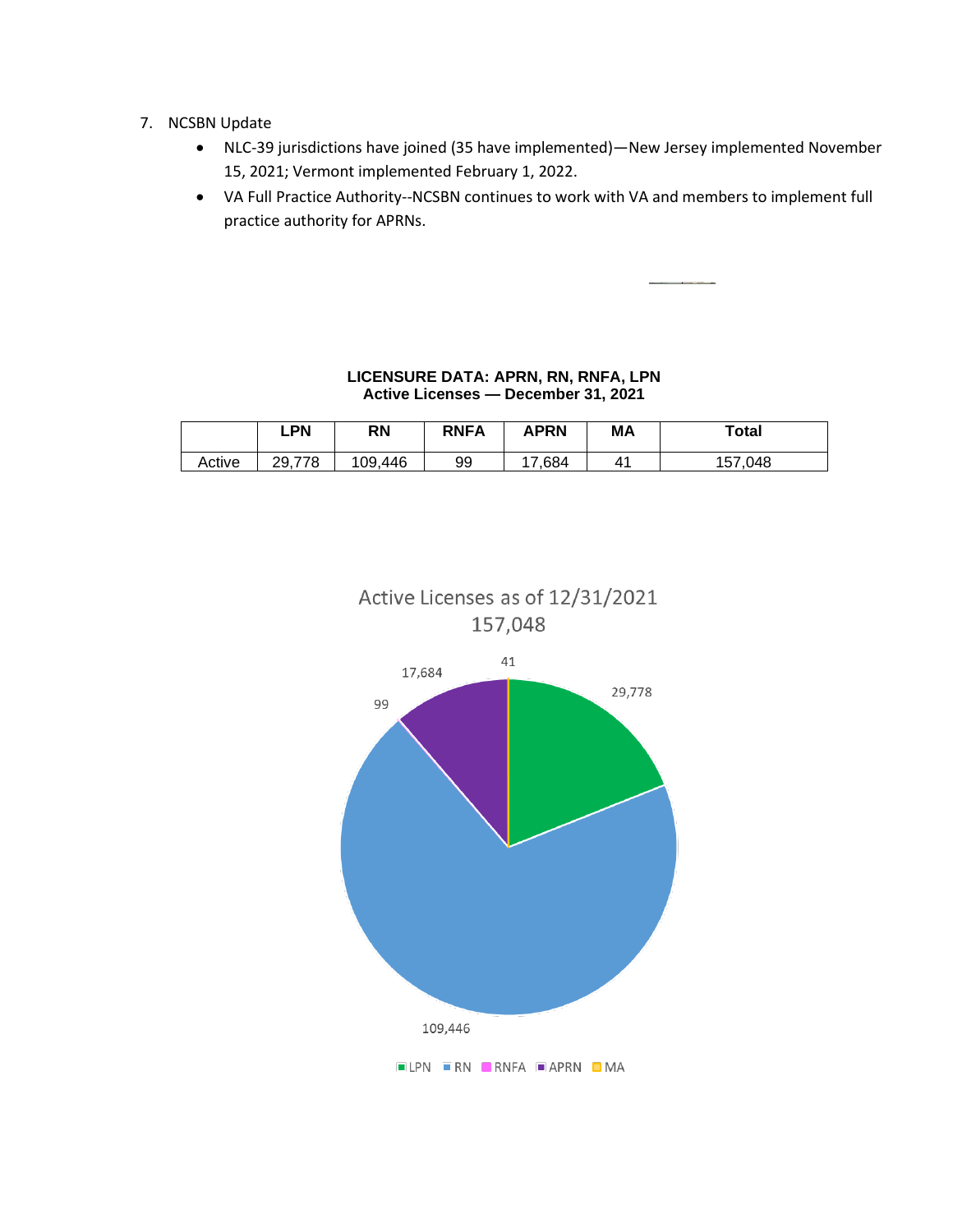7. NCSBN Update
   - NLC-39 jurisdictions have joined (35 have implemented)—New Jersey implemented November 15, 2021; Vermont implemented February 1, 2022.
   - VA Full Practice Authority--NCSBN continues to work with VA and members to implement full practice authority for APRNs.

**LICENSURE DATA: APRN, RN, RNFA, LPN**
**Active Licenses — December 31, 2021**

| | LPN | RN | RNFA | APRN | MA | Total |
|---|---|---|---|---|---|---|
| Active | 29,778 | 109,446 | 99 | 17,684 | 41 | 157,048 |

Active Licenses as of 12/31/2021
157,048

29,778
109,446
99
17,684
41

LPN RN RNFA APRN MA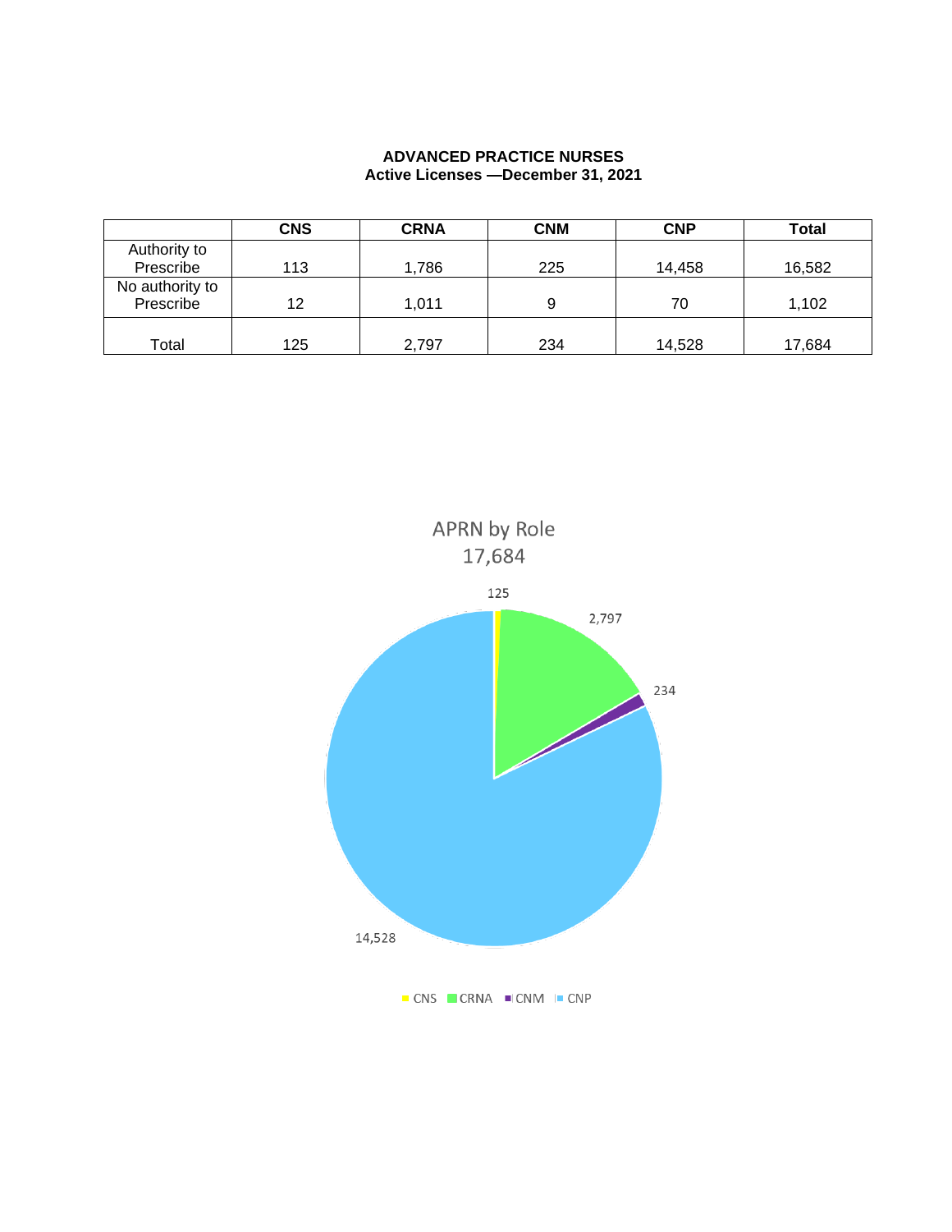**ADVANCED PRACTICE NURSES**
**Active Licenses —December 31, 2021**

| | CNS | CRNA | CNM | CNP | Total |
|---|---|---|---|---|---|
| Authority to Prescribe | 113 | 1,786 | 225 | 14,458 | 16,582 |
| No authority to Prescribe | 12 | 1,011 | 9 | 70 | 1,102 |
| Total | 125 | 2,797 | 234 | 14,528 | 17,684 |

APRN by Role
17,684

125
2,797
234
14,528

CNS CRNA CNM CNP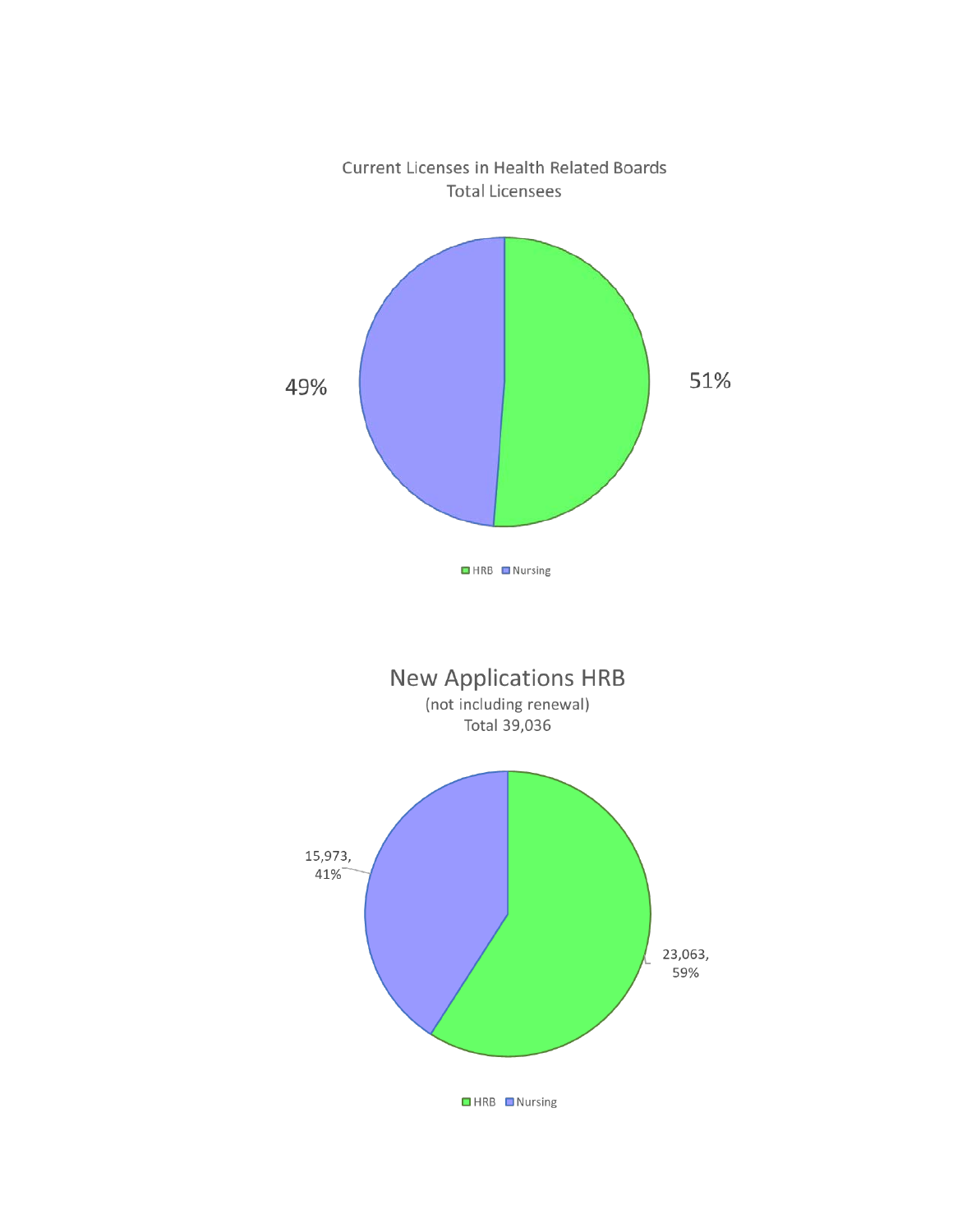Current Licenses in Health Related Boards
Total Licensees

49%

51%

HRB Nursing

New Applications HRB
(not including renewal)
Total 39,036

15,973, 41%

23,063, 59%

HRB Nursing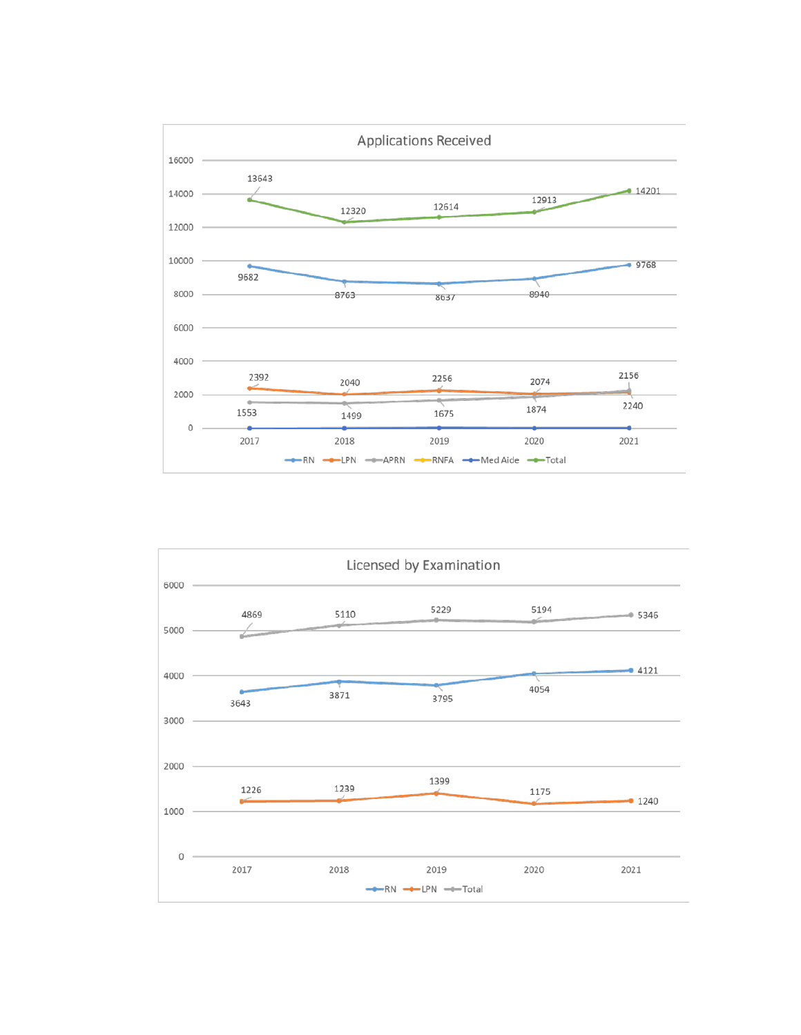## Applications Received

| | 2017 | 2018 | 2019 | 2020 | 2021 |
|---|---|---|---|---|---|
| RN | 9682 | 8763 | 8637 | 8940 | 9768 |
| LPN | 2392 | 2040 | 2256 | 2074 | 2156 |
| APRN | 1553 | 1499 | 1675 | 1874 | 2240 |
| RNFA | | | | | |
| Med Aide | | | | | |
| Total | 13643 | 12320 | 12614 | 12913 | 14201 |

## Licensed by Examination

| | 2017 | 2018 | 2019 | 2020 | 2021 |
|---|---|---|---|---|---|
| RN | 3643 | 3871 | 3795 | 4054 | 4121 |
| LPN | 1226 | 1239 | 1399 | 1175 | 1240 |
| Total | 4869 | 5110 | 5229 | 5194 | 5346 |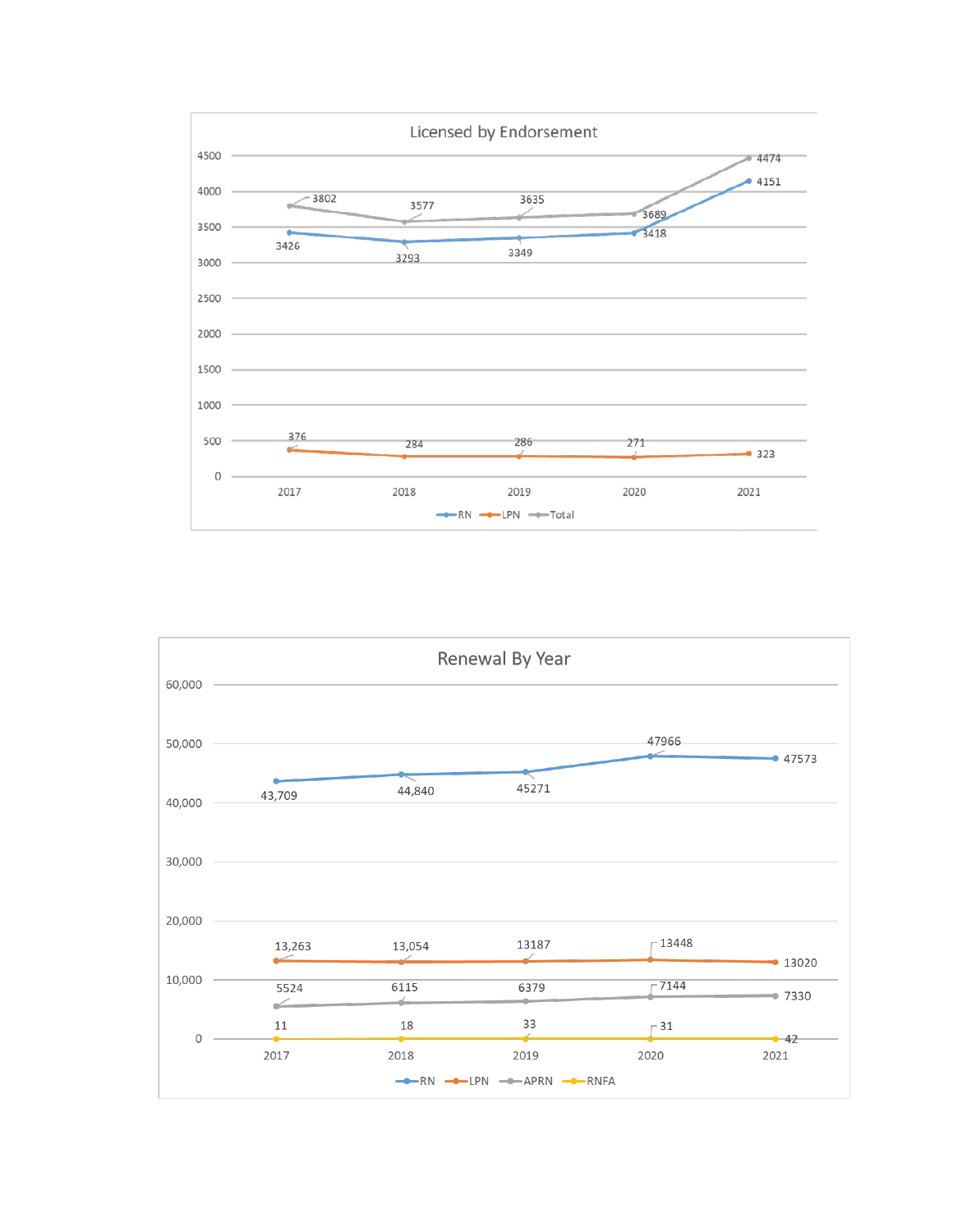## Licensed by Endorsement

| | 2017 | 2018 | 2019 | 2020 | 2021 |
|---|---|---|---|---|---|
| RN | 3426 | 3293 | 3349 | 3418 | 4151 |
| LPN | 376 | 284 | 286 | 271 | 323 |
| Total | 3802 | 3577 | 3635 | 3689 | 4474 |

## Renewal By Year

| | 2017 | 2018 | 2019 | 2020 | 2021 |
|---|---|---|---|---|---|
| RN | 43,709 | 44,840 | 45271 | 47966 | 47573 |
| LPN | 13,263 | 13,054 | 13187 | 13448 | 13020 |
| APRN | 5524 | 6115 | 6379 | 7144 | 7330 |
| RNFA | 11 | 18 | 33 | 31 | 42 |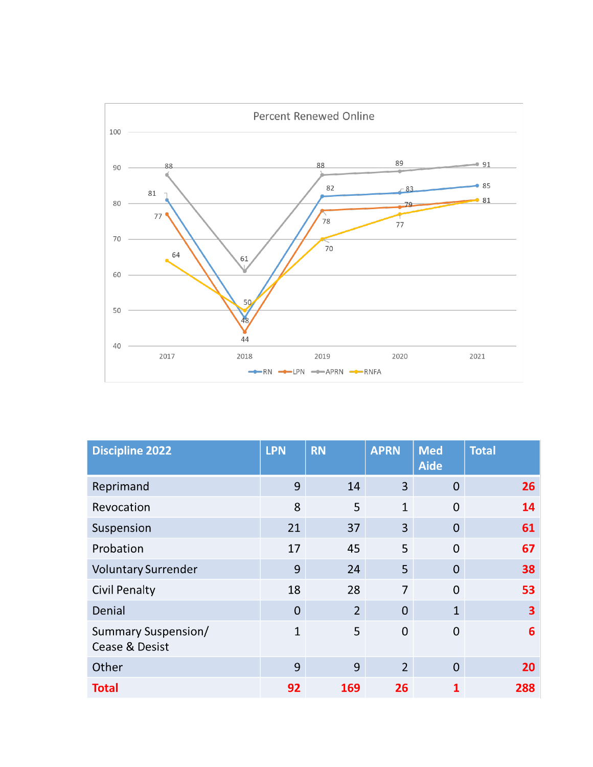Percent Renewed Online

100
90
80
70
60
50
40

2017
2018
2019
2020
2021

88
81
77
64
61
50
48
44
88
82
78
70
89
83
79
77
91
85
81

RN LPN APRN RNFA

| Discipline 2022 | LPN | RN | APRN | Med Aide | Total |
|---|---|---|---|---|---|
| Reprimand | 9 | 14 | 3 | 0 | 26 |
| Revocation | 8 | 5 | 1 | 0 | 14 |
| Suspension | 21 | 37 | 3 | 0 | 61 |
| Probation | 17 | 45 | 5 | 0 | 67 |
| Voluntary Surrender | 9 | 24 | 5 | 0 | 38 |
| Civil Penalty | 18 | 28 | 7 | 0 | 53 |
| Denial | 0 | 2 | 0 | 1 | 3 |
| Summary Suspension/ Cease & Desist | 1 | 5 | 0 | 0 | 6 |
| Other | 9 | 9 | 2 | 0 | 20 |
| Total | 92 | 169 | 26 | 1 | 288 |